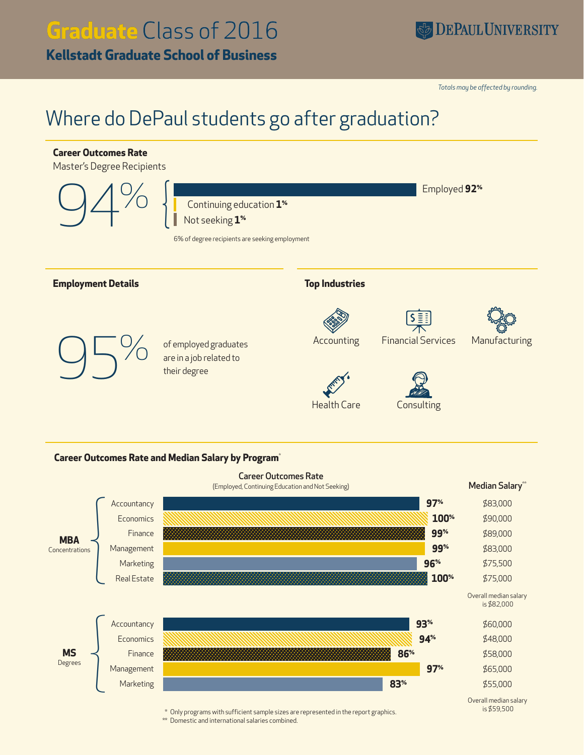# Graduate Class of 2016

## Kellstadt Graduate School of Business

DePaul University

*Totals may be affected by rounding.*

# Where do DePaul students go after graduation?

### Career Outcomes Rate

Master's Degree Recipients

**94%**

- Employed **92%**
- Continuing education **1%**
- Not seeking **1%**

6% of degree recipients are seeking employment

### Employment Details

**95%** of employed graduates are in a job related to their degree

### Top Industries

- Accounting
- Financial Services
- Manufacturing
- Health Care
- Consulting

### Career Outcomes Rate and Median Salary by Program*

Career Outcomes Rate (Employed, Continuing Education and Not Seeking)

| | Program | Career Outcomes Rate | Median Salary** |
|---|---|---|---|
| **MBA** Concentrations | Accountancy | 97% | $83,000 |
| | Economics | 100% | $90,000 |
| | Finance | 99% | $89,000 |
| | Management | 99% | $83,000 |
| | Marketing | 96% | $75,500 |
| | Real Estate | 100% | $75,000 |

Overall median salary is $82,000

| | Program | Career Outcomes Rate | Median Salary** |
|---|---|---|---|
| **MS** Degrees | Accountancy | 93% | $60,000 |
| | Economics | 94% | $48,000 |
| | Finance | 86% | $58,000 |
| | Management | 97% | $65,000 |
| | Marketing | 83% | $55,000 |

Overall median salary is $59,500

\* Only programs with sufficient sample sizes are represented in the report graphics.

\*\* Domestic and international salaries combined.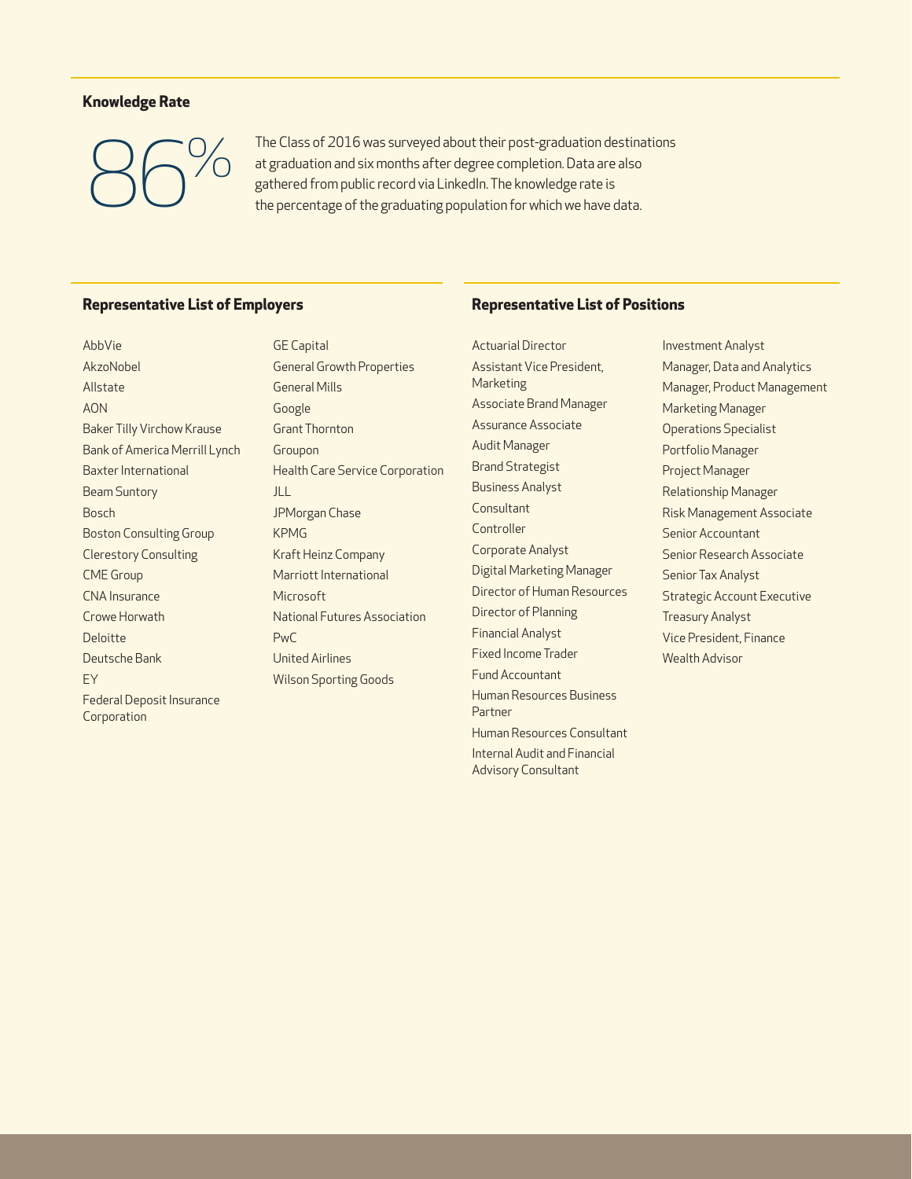## Knowledge Rate

86%

The Class of 2016 was surveyed about their post-graduation destinations at graduation and six months after degree completion. Data are also gathered from public record via LinkedIn. The knowledge rate is the percentage of the graduating population for which we have data.

## Representative List of Employers

- AbbVie
- AkzoNobel
- Allstate
- AON
- Baker Tilly Virchow Krause
- Bank of America Merrill Lynch
- Baxter International
- Beam Suntory
- Bosch
- Boston Consulting Group
- Clerestory Consulting
- CME Group
- CNA Insurance
- Crowe Horwath
- Deloitte
- Deutsche Bank
- EY
- Federal Deposit Insurance Corporation
- GE Capital
- General Growth Properties
- General Mills
- Google
- Grant Thornton
- Groupon
- Health Care Service Corporation
- JLL
- JPMorgan Chase
- KPMG
- Kraft Heinz Company
- Marriott International
- Microsoft
- National Futures Association
- PwC
- United Airlines
- Wilson Sporting Goods

## Representative List of Positions

- Actuarial Director
- Assistant Vice President, Marketing
- Associate Brand Manager
- Assurance Associate
- Audit Manager
- Brand Strategist
- Business Analyst
- Consultant
- Controller
- Corporate Analyst
- Digital Marketing Manager
- Director of Human Resources
- Director of Planning
- Financial Analyst
- Fixed Income Trader
- Fund Accountant
- Human Resources Business Partner
- Human Resources Consultant
- Internal Audit and Financial Advisory Consultant
- Investment Analyst
- Manager, Data and Analytics
- Manager, Product Management
- Marketing Manager
- Operations Specialist
- Portfolio Manager
- Project Manager
- Relationship Manager
- Risk Management Associate
- Senior Accountant
- Senior Research Associate
- Senior Tax Analyst
- Strategic Account Executive
- Treasury Analyst
- Vice President, Finance
- Wealth Advisor